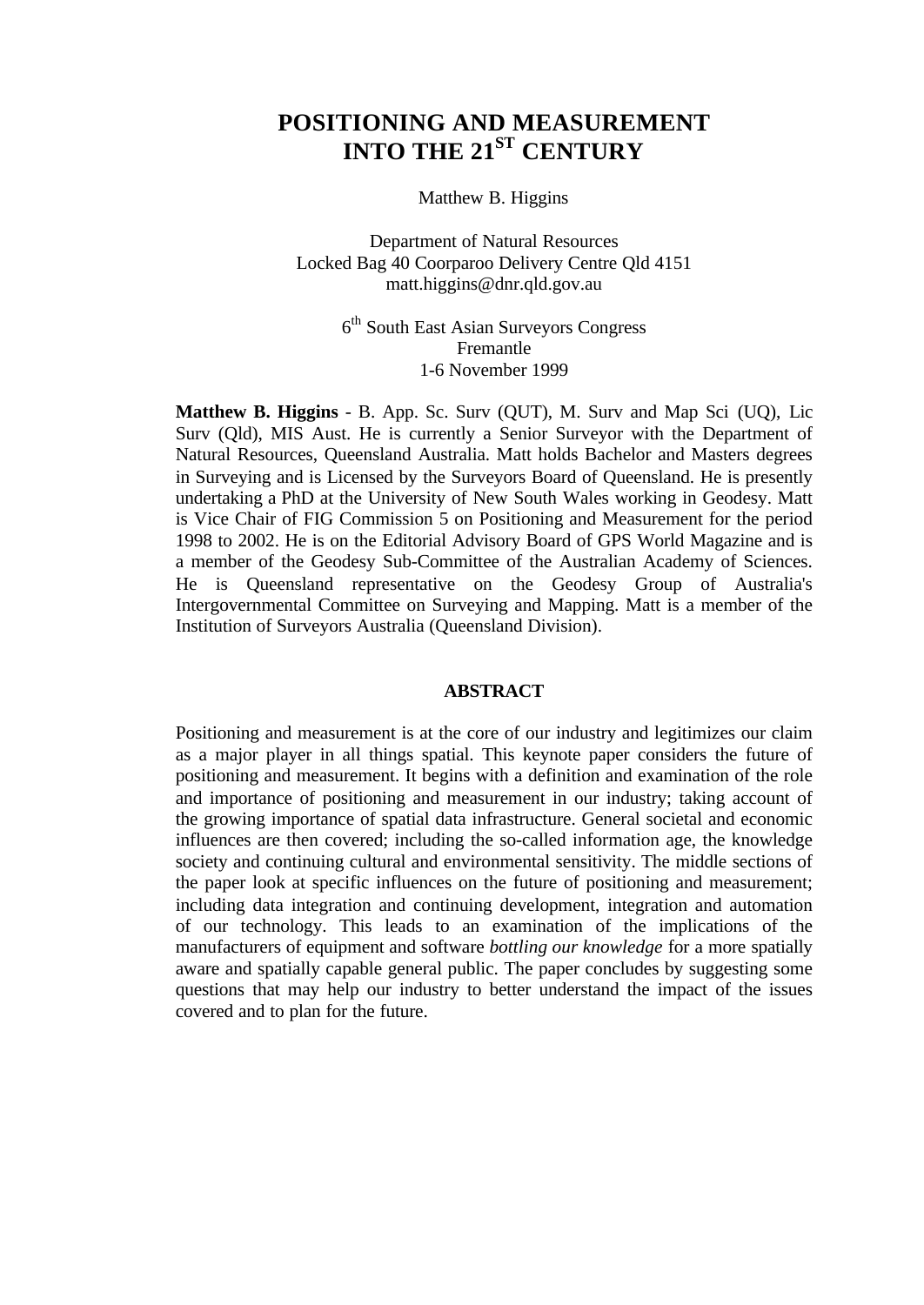# POSITIONING AND MEASUREMENT INTO THE 21ST CENTURY

Matthew B. Higgins

Department of Natural Resources
Locked Bag 40 Coorparoo Delivery Centre Qld 4151
matt.higgins@dnr.qld.gov.au

6th South East Asian Surveyors Congress
Fremantle
1-6 November 1999

**Matthew B. Higgins** - B. App. Sc. Surv (QUT), M. Surv and Map Sci (UQ), Lic Surv (Qld), MIS Aust. He is currently a Senior Surveyor with the Department of Natural Resources, Queensland Australia. Matt holds Bachelor and Masters degrees in Surveying and is Licensed by the Surveyors Board of Queensland. He is presently undertaking a PhD at the University of New South Wales working in Geodesy. Matt is Vice Chair of FIG Commission 5 on Positioning and Measurement for the period 1998 to 2002. He is on the Editorial Advisory Board of GPS World Magazine and is a member of the Geodesy Sub-Committee of the Australian Academy of Sciences. He is Queensland representative on the Geodesy Group of Australia's Intergovernmental Committee on Surveying and Mapping. Matt is a member of the Institution of Surveyors Australia (Queensland Division).

## ABSTRACT

Positioning and measurement is at the core of our industry and legitimizes our claim as a major player in all things spatial. This keynote paper considers the future of positioning and measurement. It begins with a definition and examination of the role and importance of positioning and measurement in our industry; taking account of the growing importance of spatial data infrastructure. General societal and economic influences are then covered; including the so-called information age, the knowledge society and continuing cultural and environmental sensitivity. The middle sections of the paper look at specific influences on the future of positioning and measurement; including data integration and continuing development, integration and automation of our technology. This leads to an examination of the implications of the manufacturers of equipment and software *bottling our knowledge* for a more spatially aware and spatially capable general public. The paper concludes by suggesting some questions that may help our industry to better understand the impact of the issues covered and to plan for the future.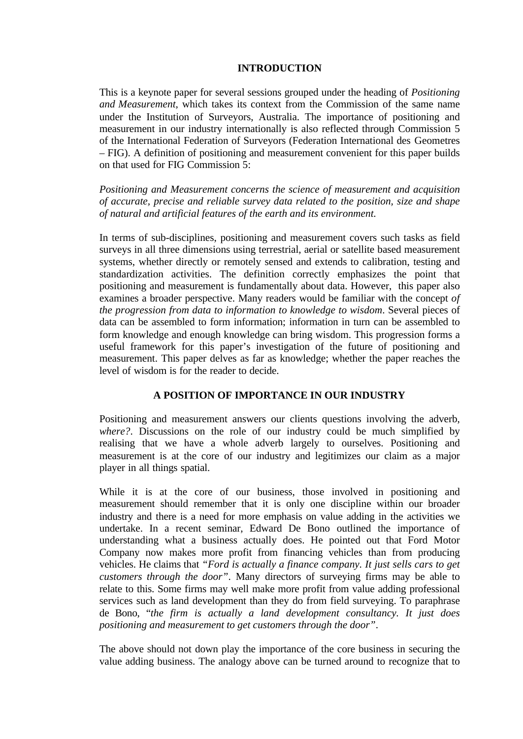## INTRODUCTION

This is a keynote paper for several sessions grouped under the heading of *Positioning and Measurement*, which takes its context from the Commission of the same name under the Institution of Surveyors, Australia. The importance of positioning and measurement in our industry internationally is also reflected through Commission 5 of the International Federation of Surveyors (Federation International des Geometres – FIG). A definition of positioning and measurement convenient for this paper builds on that used for FIG Commission 5:

*Positioning and Measurement concerns the science of measurement and acquisition of accurate, precise and reliable survey data related to the position, size and shape of natural and artificial features of the earth and its environment.*

In terms of sub-disciplines, positioning and measurement covers such tasks as field surveys in all three dimensions using terrestrial, aerial or satellite based measurement systems, whether directly or remotely sensed and extends to calibration, testing and standardization activities. The definition correctly emphasizes the point that positioning and measurement is fundamentally about data. However, this paper also examines a broader perspective. Many readers would be familiar with the concept *of the progression from data to information to knowledge to wisdom*. Several pieces of data can be assembled to form information; information in turn can be assembled to form knowledge and enough knowledge can bring wisdom. This progression forms a useful framework for this paper's investigation of the future of positioning and measurement. This paper delves as far as knowledge; whether the paper reaches the level of wisdom is for the reader to decide.

## A POSITION OF IMPORTANCE IN OUR INDUSTRY

Positioning and measurement answers our clients questions involving the adverb, *where?*. Discussions on the role of our industry could be much simplified by realising that we have a whole adverb largely to ourselves. Positioning and measurement is at the core of our industry and legitimizes our claim as a major player in all things spatial.

While it is at the core of our business, those involved in positioning and measurement should remember that it is only one discipline within our broader industry and there is a need for more emphasis on value adding in the activities we undertake. In a recent seminar, Edward De Bono outlined the importance of understanding what a business actually does. He pointed out that Ford Motor Company now makes more profit from financing vehicles than from producing vehicles. He claims that *"Ford is actually a finance company. It just sells cars to get customers through the door"*. Many directors of surveying firms may be able to relate to this. Some firms may well make more profit from value adding professional services such as land development than they do from field surveying. To paraphrase de Bono, "*the firm is actually a land development consultancy. It just does positioning and measurement to get customers through the door"*.

The above should not down play the importance of the core business in securing the value adding business. The analogy above can be turned around to recognize that to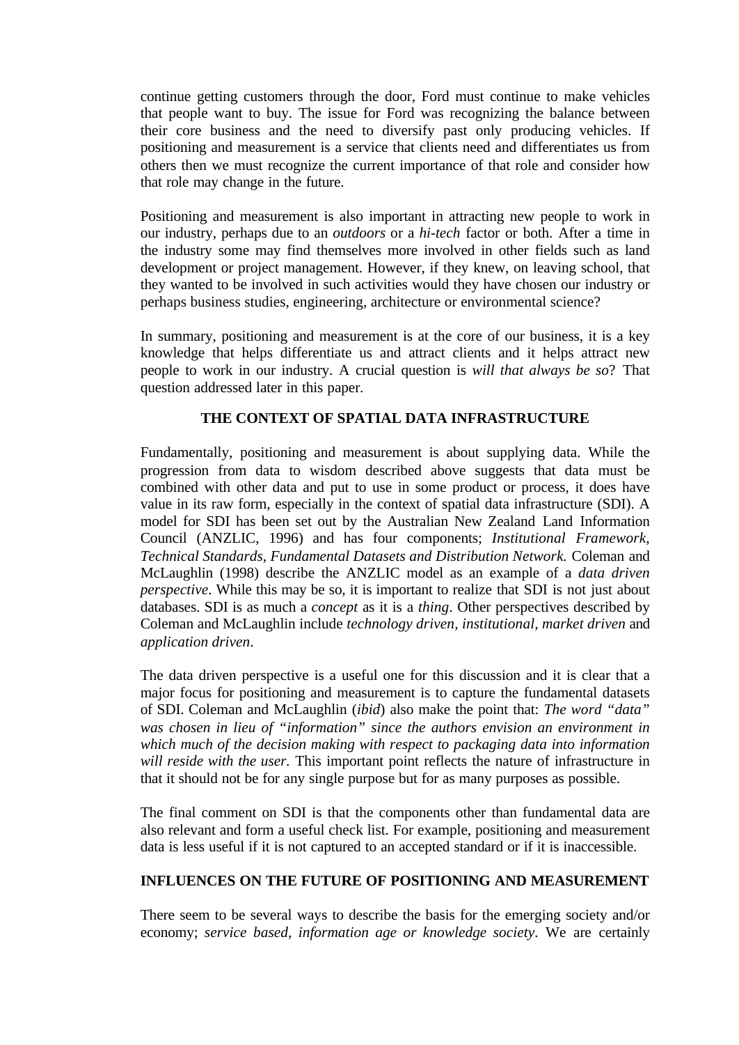continue getting customers through the door, Ford must continue to make vehicles that people want to buy. The issue for Ford was recognizing the balance between their core business and the need to diversify past only producing vehicles. If positioning and measurement is a service that clients need and differentiates us from others then we must recognize the current importance of that role and consider how that role may change in the future.

Positioning and measurement is also important in attracting new people to work in our industry, perhaps due to an *outdoors* or a *hi-tech* factor or both. After a time in the industry some may find themselves more involved in other fields such as land development or project management. However, if they knew, on leaving school, that they wanted to be involved in such activities would they have chosen our industry or perhaps business studies, engineering, architecture or environmental science?

In summary, positioning and measurement is at the core of our business, it is a key knowledge that helps differentiate us and attract clients and it helps attract new people to work in our industry. A crucial question is *will that always be so*? That question addressed later in this paper.

## THE CONTEXT OF SPATIAL DATA INFRASTRUCTURE

Fundamentally, positioning and measurement is about supplying data. While the progression from data to wisdom described above suggests that data must be combined with other data and put to use in some product or process, it does have value in its raw form, especially in the context of spatial data infrastructure (SDI). A model for SDI has been set out by the Australian New Zealand Land Information Council (ANZLIC, 1996) and has four components; *Institutional Framework, Technical Standards, Fundamental Datasets and Distribution Network.* Coleman and McLaughlin (1998) describe the ANZLIC model as an example of a *data driven perspective*. While this may be so, it is important to realize that SDI is not just about databases. SDI is as much a *concept* as it is a *thing*. Other perspectives described by Coleman and McLaughlin include *technology driven, institutional, market driven* and *application driven*.

The data driven perspective is a useful one for this discussion and it is clear that a major focus for positioning and measurement is to capture the fundamental datasets of SDI. Coleman and McLaughlin (*ibid*) also make the point that: *The word "data" was chosen in lieu of "information" since the authors envision an environment in which much of the decision making with respect to packaging data into information will reside with the user.* This important point reflects the nature of infrastructure in that it should not be for any single purpose but for as many purposes as possible.

The final comment on SDI is that the components other than fundamental data are also relevant and form a useful check list. For example, positioning and measurement data is less useful if it is not captured to an accepted standard or if it is inaccessible.

## INFLUENCES ON THE FUTURE OF POSITIONING AND MEASUREMENT

There seem to be several ways to describe the basis for the emerging society and/or economy; *service based*, *information age or knowledge society*. We are certainly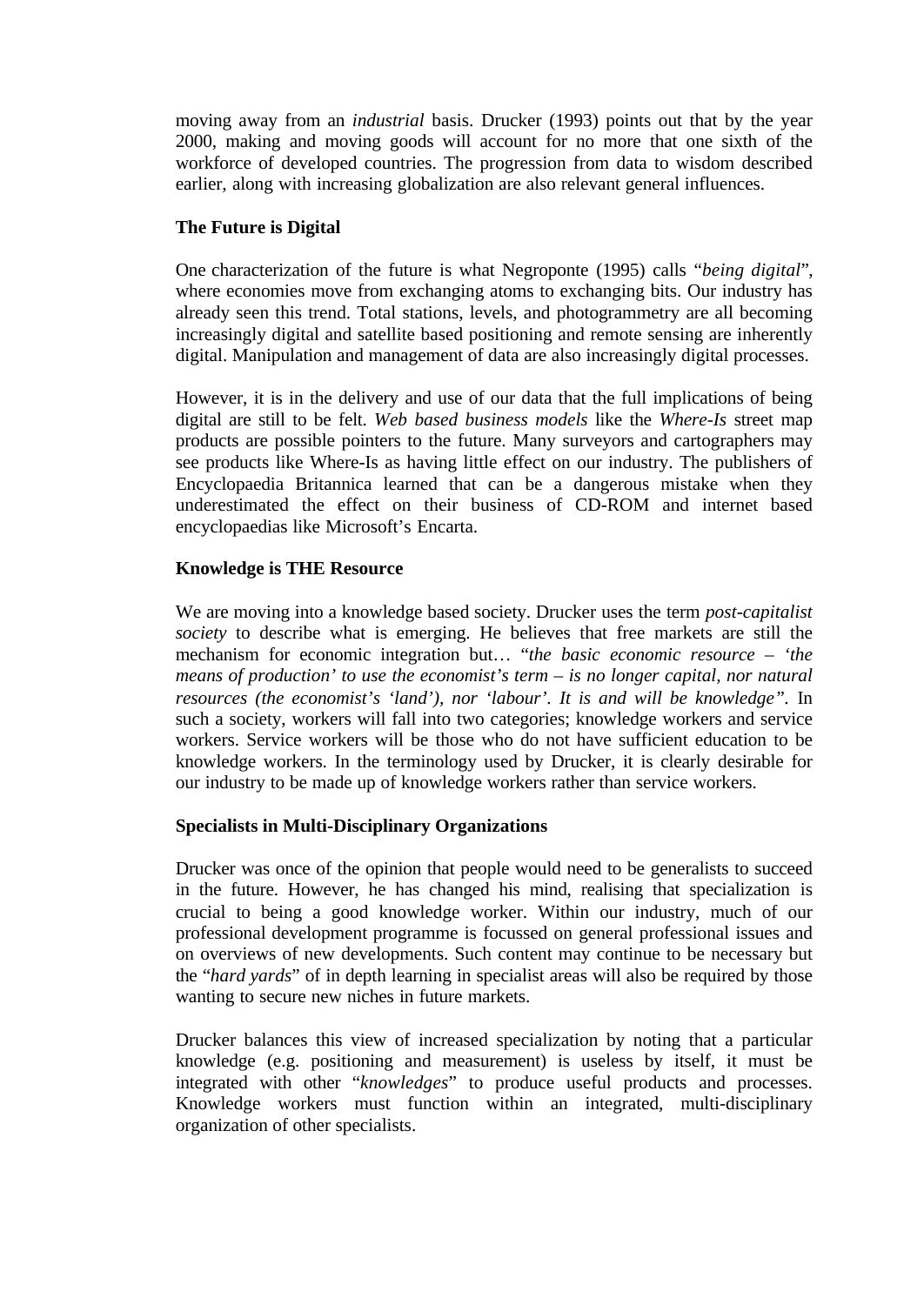moving away from an *industrial* basis. Drucker (1993) points out that by the year 2000, making and moving goods will account for no more that one sixth of the workforce of developed countries. The progression from data to wisdom described earlier, along with increasing globalization are also relevant general influences.

### The Future is Digital

One characterization of the future is what Negroponte (1995) calls "*being digital*", where economies move from exchanging atoms to exchanging bits. Our industry has already seen this trend. Total stations, levels, and photogrammetry are all becoming increasingly digital and satellite based positioning and remote sensing are inherently digital. Manipulation and management of data are also increasingly digital processes.

However, it is in the delivery and use of our data that the full implications of being digital are still to be felt. *Web based business models* like the *Where-Is* street map products are possible pointers to the future. Many surveyors and cartographers may see products like Where-Is as having little effect on our industry. The publishers of Encyclopaedia Britannica learned that can be a dangerous mistake when they underestimated the effect on their business of CD-ROM and internet based encyclopaedias like Microsoft's Encarta.

### Knowledge is THE Resource

We are moving into a knowledge based society. Drucker uses the term *post-capitalist society* to describe what is emerging. He believes that free markets are still the mechanism for economic integration but… "*the basic economic resource – 'the means of production' to use the economist's term – is no longer capital, nor natural resources (the economist's 'land'), nor 'labour'. It is and will be knowledge"*. In such a society, workers will fall into two categories; knowledge workers and service workers. Service workers will be those who do not have sufficient education to be knowledge workers. In the terminology used by Drucker, it is clearly desirable for our industry to be made up of knowledge workers rather than service workers.

### Specialists in Multi-Disciplinary Organizations

Drucker was once of the opinion that people would need to be generalists to succeed in the future. However, he has changed his mind, realising that specialization is crucial to being a good knowledge worker. Within our industry, much of our professional development programme is focussed on general professional issues and on overviews of new developments. Such content may continue to be necessary but the "*hard yards*" of in depth learning in specialist areas will also be required by those wanting to secure new niches in future markets.

Drucker balances this view of increased specialization by noting that a particular knowledge (e.g. positioning and measurement) is useless by itself, it must be integrated with other "*knowledges*" to produce useful products and processes. Knowledge workers must function within an integrated, multi-disciplinary organization of other specialists.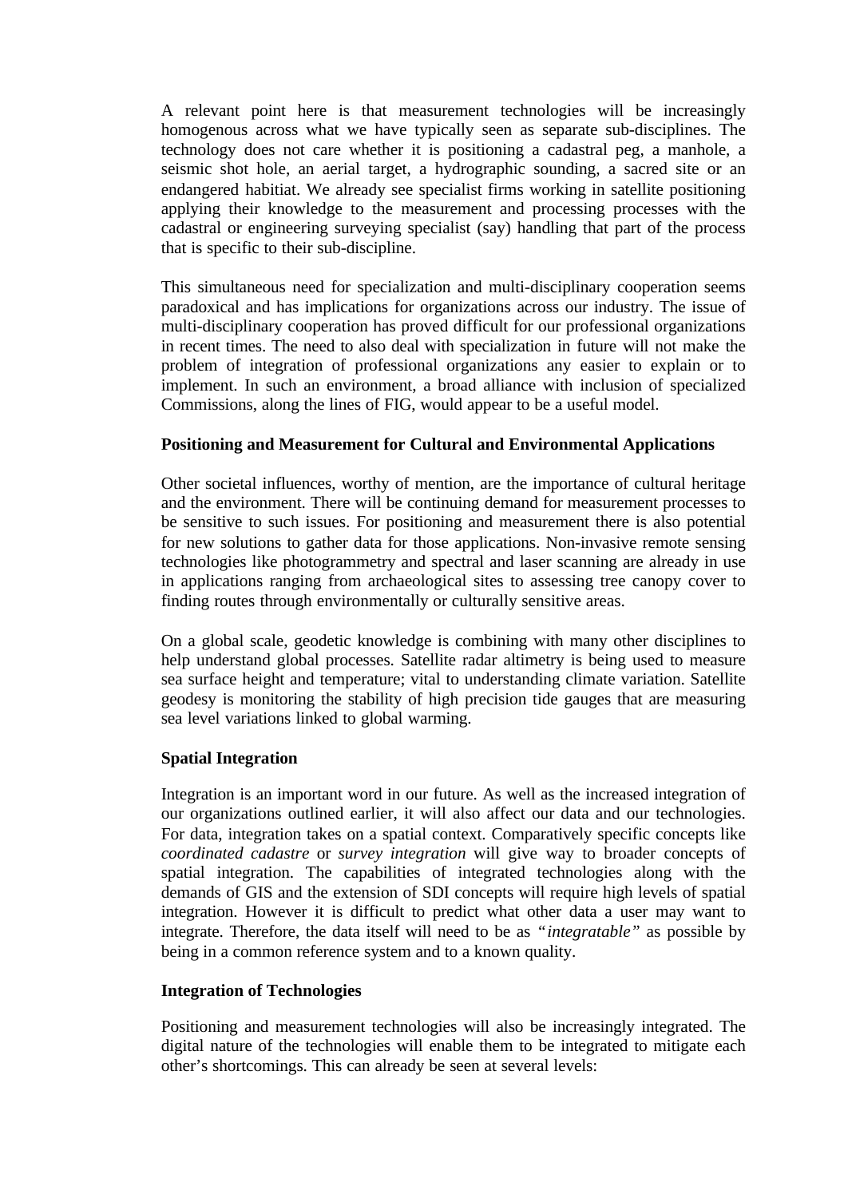A relevant point here is that measurement technologies will be increasingly homogenous across what we have typically seen as separate sub-disciplines. The technology does not care whether it is positioning a cadastral peg, a manhole, a seismic shot hole, an aerial target, a hydrographic sounding, a sacred site or an endangered habitiat. We already see specialist firms working in satellite positioning applying their knowledge to the measurement and processing processes with the cadastral or engineering surveying specialist (say) handling that part of the process that is specific to their sub-discipline.

This simultaneous need for specialization and multi-disciplinary cooperation seems paradoxical and has implications for organizations across our industry. The issue of multi-disciplinary cooperation has proved difficult for our professional organizations in recent times. The need to also deal with specialization in future will not make the problem of integration of professional organizations any easier to explain or to implement. In such an environment, a broad alliance with inclusion of specialized Commissions, along the lines of FIG, would appear to be a useful model.

**Positioning and Measurement for Cultural and Environmental Applications**

Other societal influences, worthy of mention, are the importance of cultural heritage and the environment. There will be continuing demand for measurement processes to be sensitive to such issues. For positioning and measurement there is also potential for new solutions to gather data for those applications. Non-invasive remote sensing technologies like photogrammetry and spectral and laser scanning are already in use in applications ranging from archaeological sites to assessing tree canopy cover to finding routes through environmentally or culturally sensitive areas.

On a global scale, geodetic knowledge is combining with many other disciplines to help understand global processes. Satellite radar altimetry is being used to measure sea surface height and temperature; vital to understanding climate variation. Satellite geodesy is monitoring the stability of high precision tide gauges that are measuring sea level variations linked to global warming.

**Spatial Integration**

Integration is an important word in our future. As well as the increased integration of our organizations outlined earlier, it will also affect our data and our technologies. For data, integration takes on a spatial context. Comparatively specific concepts like *coordinated cadastre* or *survey integration* will give way to broader concepts of spatial integration. The capabilities of integrated technologies along with the demands of GIS and the extension of SDI concepts will require high levels of spatial integration. However it is difficult to predict what other data a user may want to integrate. Therefore, the data itself will need to be as *"integratable"* as possible by being in a common reference system and to a known quality.

**Integration of Technologies**

Positioning and measurement technologies will also be increasingly integrated. The digital nature of the technologies will enable them to be integrated to mitigate each other's shortcomings. This can already be seen at several levels: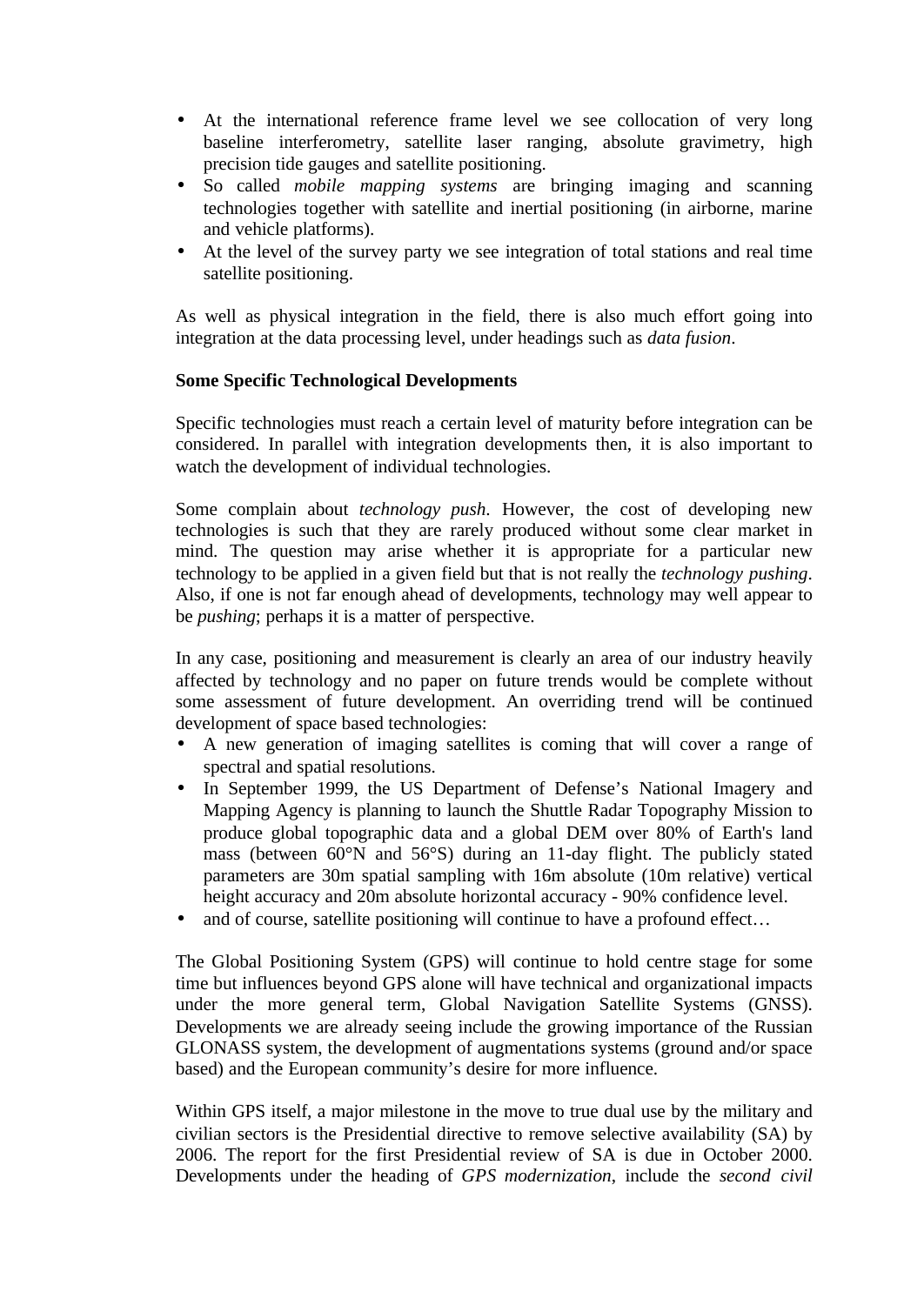- At the international reference frame level we see collocation of very long baseline interferometry, satellite laser ranging, absolute gravimetry, high precision tide gauges and satellite positioning.
- So called *mobile mapping systems* are bringing imaging and scanning technologies together with satellite and inertial positioning (in airborne, marine and vehicle platforms).
- At the level of the survey party we see integration of total stations and real time satellite positioning.

As well as physical integration in the field, there is also much effort going into integration at the data processing level, under headings such as *data fusion*.

**Some Specific Technological Developments**

Specific technologies must reach a certain level of maturity before integration can be considered. In parallel with integration developments then, it is also important to watch the development of individual technologies.

Some complain about *technology push*. However, the cost of developing new technologies is such that they are rarely produced without some clear market in mind. The question may arise whether it is appropriate for a particular new technology to be applied in a given field but that is not really the *technology pushing*. Also, if one is not far enough ahead of developments, technology may well appear to be *pushing*; perhaps it is a matter of perspective.

In any case, positioning and measurement is clearly an area of our industry heavily affected by technology and no paper on future trends would be complete without some assessment of future development. An overriding trend will be continued development of space based technologies:

- A new generation of imaging satellites is coming that will cover a range of spectral and spatial resolutions.
- In September 1999, the US Department of Defense's National Imagery and Mapping Agency is planning to launch the Shuttle Radar Topography Mission to produce global topographic data and a global DEM over 80% of Earth's land mass (between 60°N and 56°S) during an 11-day flight. The publicly stated parameters are 30m spatial sampling with 16m absolute (10m relative) vertical height accuracy and 20m absolute horizontal accuracy - 90% confidence level.
- and of course, satellite positioning will continue to have a profound effect…

The Global Positioning System (GPS) will continue to hold centre stage for some time but influences beyond GPS alone will have technical and organizational impacts under the more general term, Global Navigation Satellite Systems (GNSS). Developments we are already seeing include the growing importance of the Russian GLONASS system, the development of augmentations systems (ground and/or space based) and the European community's desire for more influence.

Within GPS itself, a major milestone in the move to true dual use by the military and civilian sectors is the Presidential directive to remove selective availability (SA) by 2006. The report for the first Presidential review of SA is due in October 2000. Developments under the heading of *GPS modernization*, include the *second civil*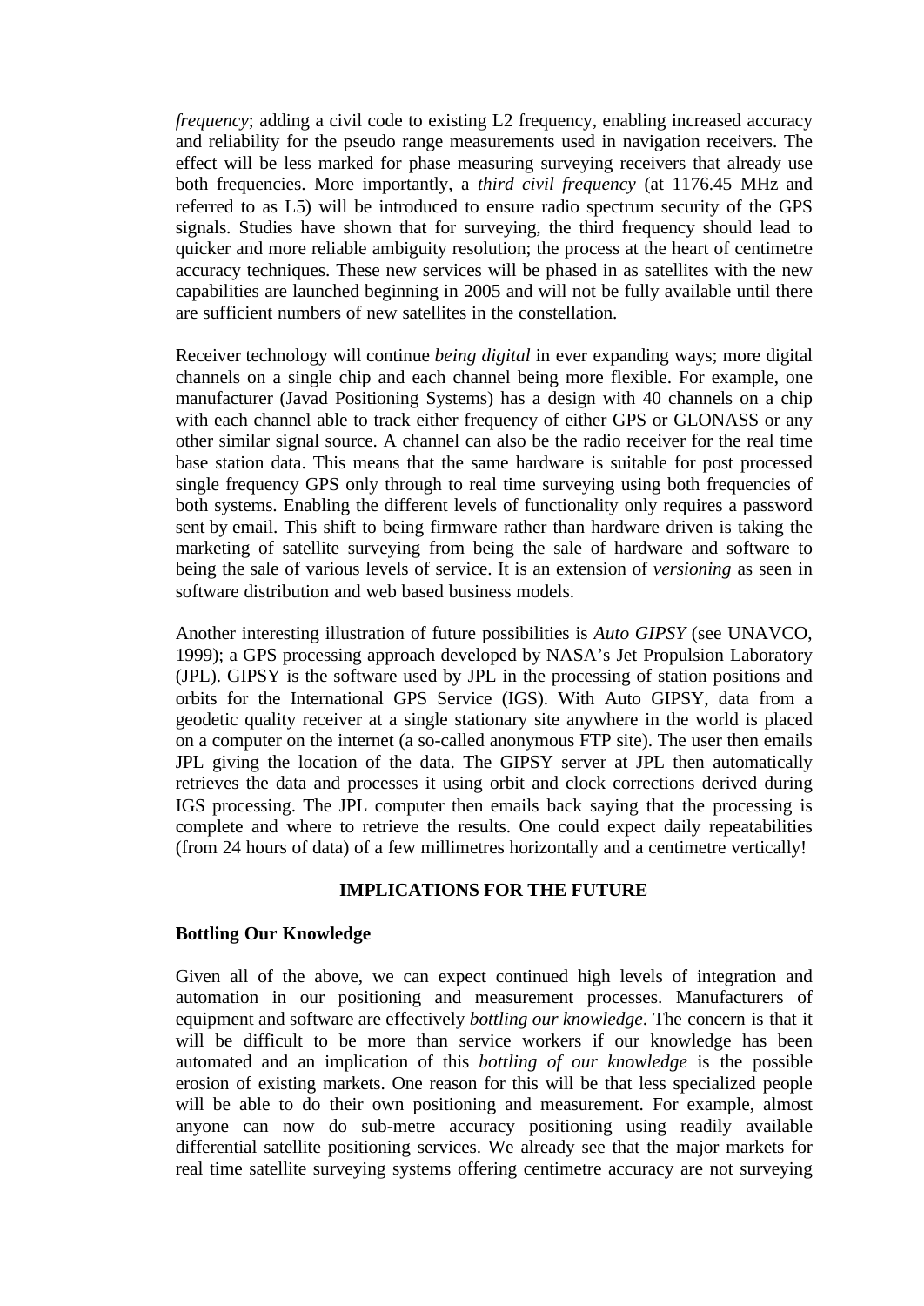*frequency*; adding a civil code to existing L2 frequency, enabling increased accuracy and reliability for the pseudo range measurements used in navigation receivers. The effect will be less marked for phase measuring surveying receivers that already use both frequencies. More importantly, a *third civil frequency* (at 1176.45 MHz and referred to as L5) will be introduced to ensure radio spectrum security of the GPS signals. Studies have shown that for surveying, the third frequency should lead to quicker and more reliable ambiguity resolution; the process at the heart of centimetre accuracy techniques. These new services will be phased in as satellites with the new capabilities are launched beginning in 2005 and will not be fully available until there are sufficient numbers of new satellites in the constellation.

Receiver technology will continue *being digital* in ever expanding ways; more digital channels on a single chip and each channel being more flexible. For example, one manufacturer (Javad Positioning Systems) has a design with 40 channels on a chip with each channel able to track either frequency of either GPS or GLONASS or any other similar signal source. A channel can also be the radio receiver for the real time base station data. This means that the same hardware is suitable for post processed single frequency GPS only through to real time surveying using both frequencies of both systems. Enabling the different levels of functionality only requires a password sent by email. This shift to being firmware rather than hardware driven is taking the marketing of satellite surveying from being the sale of hardware and software to being the sale of various levels of service. It is an extension of *versioning* as seen in software distribution and web based business models.

Another interesting illustration of future possibilities is *Auto GIPSY* (see UNAVCO, 1999); a GPS processing approach developed by NASA's Jet Propulsion Laboratory (JPL). GIPSY is the software used by JPL in the processing of station positions and orbits for the International GPS Service (IGS). With Auto GIPSY, data from a geodetic quality receiver at a single stationary site anywhere in the world is placed on a computer on the internet (a so-called anonymous FTP site). The user then emails JPL giving the location of the data. The GIPSY server at JPL then automatically retrieves the data and processes it using orbit and clock corrections derived during IGS processing. The JPL computer then emails back saying that the processing is complete and where to retrieve the results. One could expect daily repeatabilities (from 24 hours of data) of a few millimetres horizontally and a centimetre vertically!

## IMPLICATIONS FOR THE FUTURE

### Bottling Our Knowledge

Given all of the above, we can expect continued high levels of integration and automation in our positioning and measurement processes. Manufacturers of equipment and software are effectively *bottling our knowledge*. The concern is that it will be difficult to be more than service workers if our knowledge has been automated and an implication of this *bottling of our knowledge* is the possible erosion of existing markets. One reason for this will be that less specialized people will be able to do their own positioning and measurement. For example, almost anyone can now do sub-metre accuracy positioning using readily available differential satellite positioning services. We already see that the major markets for real time satellite surveying systems offering centimetre accuracy are not surveying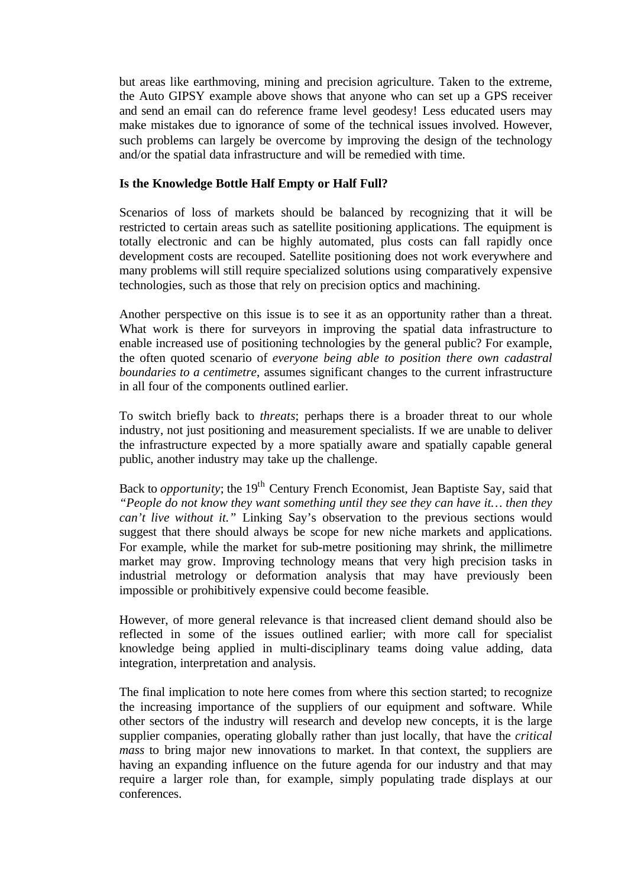but areas like earthmoving, mining and precision agriculture. Taken to the extreme, the Auto GIPSY example above shows that anyone who can set up a GPS receiver and send an email can do reference frame level geodesy! Less educated users may make mistakes due to ignorance of some of the technical issues involved. However, such problems can largely be overcome by improving the design of the technology and/or the spatial data infrastructure and will be remedied with time.

**Is the Knowledge Bottle Half Empty or Half Full?**

Scenarios of loss of markets should be balanced by recognizing that it will be restricted to certain areas such as satellite positioning applications. The equipment is totally electronic and can be highly automated, plus costs can fall rapidly once development costs are recouped. Satellite positioning does not work everywhere and many problems will still require specialized solutions using comparatively expensive technologies, such as those that rely on precision optics and machining.

Another perspective on this issue is to see it as an opportunity rather than a threat. What work is there for surveyors in improving the spatial data infrastructure to enable increased use of positioning technologies by the general public? For example, the often quoted scenario of *everyone being able to position there own cadastral boundaries to a centimetre*, assumes significant changes to the current infrastructure in all four of the components outlined earlier.

To switch briefly back to *threats*; perhaps there is a broader threat to our whole industry, not just positioning and measurement specialists. If we are unable to deliver the infrastructure expected by a more spatially aware and spatially capable general public, another industry may take up the challenge.

Back to *opportunity*; the 19th Century French Economist, Jean Baptiste Say, said that *"People do not know they want something until they see they can have it… then they can't live without it."* Linking Say's observation to the previous sections would suggest that there should always be scope for new niche markets and applications. For example, while the market for sub-metre positioning may shrink, the millimetre market may grow. Improving technology means that very high precision tasks in industrial metrology or deformation analysis that may have previously been impossible or prohibitively expensive could become feasible.

However, of more general relevance is that increased client demand should also be reflected in some of the issues outlined earlier; with more call for specialist knowledge being applied in multi-disciplinary teams doing value adding, data integration, interpretation and analysis.

The final implication to note here comes from where this section started; to recognize the increasing importance of the suppliers of our equipment and software. While other sectors of the industry will research and develop new concepts, it is the large supplier companies, operating globally rather than just locally, that have the *critical mass* to bring major new innovations to market. In that context, the suppliers are having an expanding influence on the future agenda for our industry and that may require a larger role than, for example, simply populating trade displays at our conferences.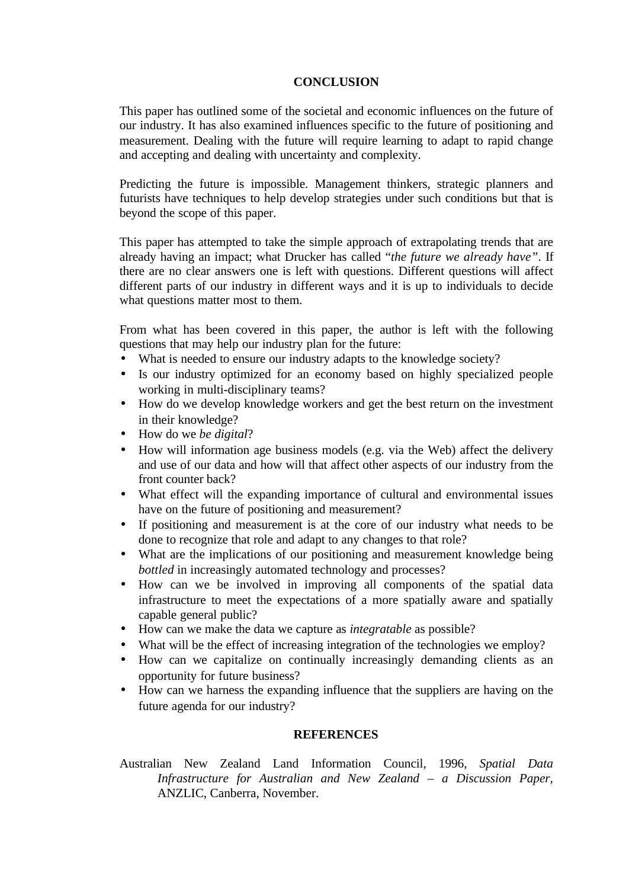## CONCLUSION

This paper has outlined some of the societal and economic influences on the future of our industry. It has also examined influences specific to the future of positioning and measurement. Dealing with the future will require learning to adapt to rapid change and accepting and dealing with uncertainty and complexity.

Predicting the future is impossible. Management thinkers, strategic planners and futurists have techniques to help develop strategies under such conditions but that is beyond the scope of this paper.

This paper has attempted to take the simple approach of extrapolating trends that are already having an impact; what Drucker has called "*the future we already have*". If there are no clear answers one is left with questions. Different questions will affect different parts of our industry in different ways and it is up to individuals to decide what questions matter most to them.

From what has been covered in this paper, the author is left with the following questions that may help our industry plan for the future:

- What is needed to ensure our industry adapts to the knowledge society?
- Is our industry optimized for an economy based on highly specialized people working in multi-disciplinary teams?
- How do we develop knowledge workers and get the best return on the investment in their knowledge?
- How do we *be digital*?
- How will information age business models (e.g. via the Web) affect the delivery and use of our data and how will that affect other aspects of our industry from the front counter back?
- What effect will the expanding importance of cultural and environmental issues have on the future of positioning and measurement?
- If positioning and measurement is at the core of our industry what needs to be done to recognize that role and adapt to any changes to that role?
- What are the implications of our positioning and measurement knowledge being *bottled* in increasingly automated technology and processes?
- How can we be involved in improving all components of the spatial data infrastructure to meet the expectations of a more spatially aware and spatially capable general public?
- How can we make the data we capture as *integratable* as possible?
- What will be the effect of increasing integration of the technologies we employ?
- How can we capitalize on continually increasingly demanding clients as an opportunity for future business?
- How can we harness the expanding influence that the suppliers are having on the future agenda for our industry?

## REFERENCES

Australian New Zealand Land Information Council, 1996, *Spatial Data Infrastructure for Australian and New Zealand – a Discussion Paper*, ANZLIC, Canberra, November.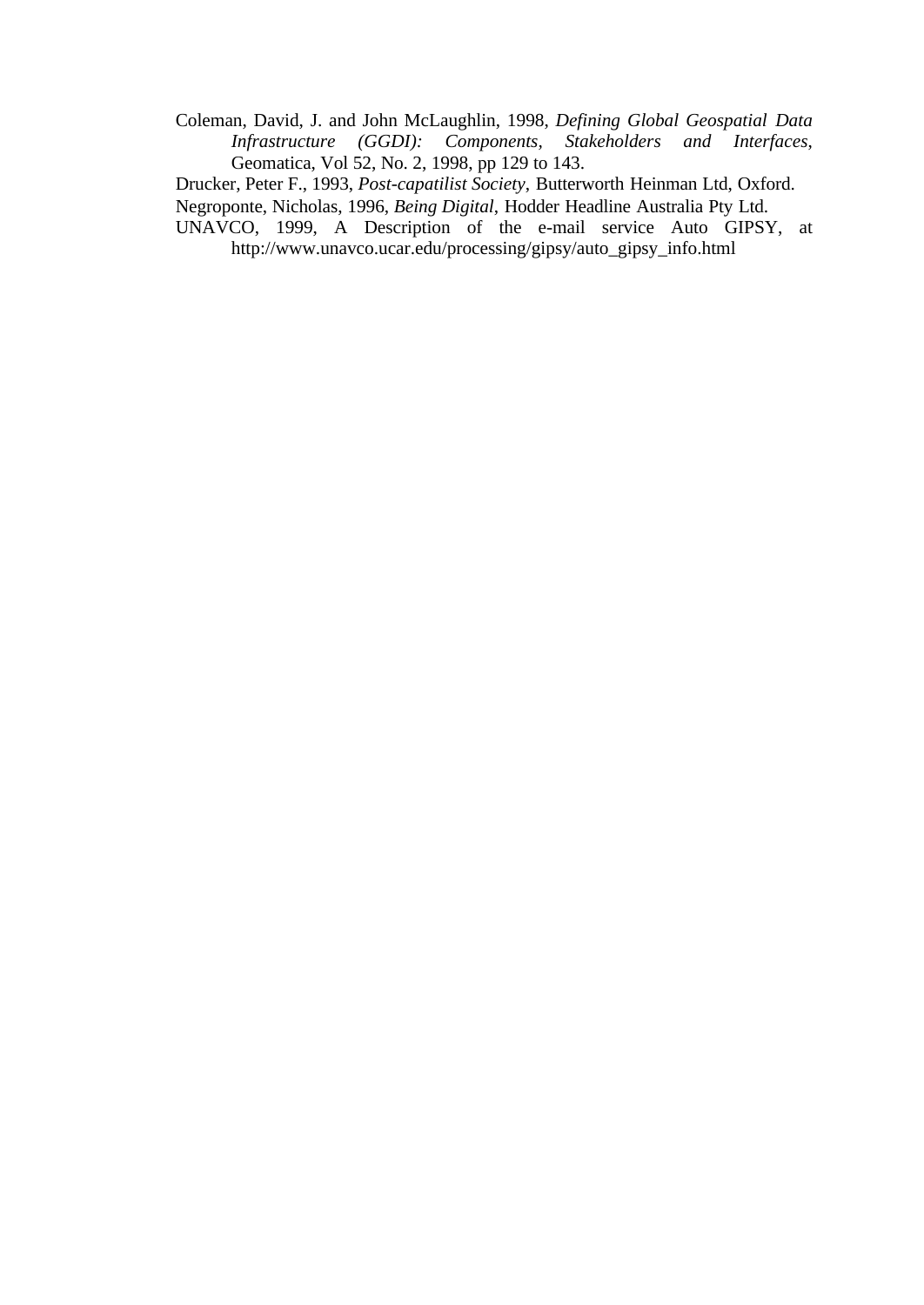Coleman, David, J. and John McLaughlin, 1998, *Defining Global Geospatial Data Infrastructure (GGDI): Components, Stakeholders and Interfaces*, Geomatica, Vol 52, No. 2, 1998, pp 129 to 143.

Drucker, Peter F., 1993, *Post-capatilist Society*, Butterworth Heinman Ltd, Oxford.

Negroponte, Nicholas, 1996, *Being Digital*, Hodder Headline Australia Pty Ltd.

UNAVCO, 1999, A Description of the e-mail service Auto GIPSY, at http://www.unavco.ucar.edu/processing/gipsy/auto_gipsy_info.html